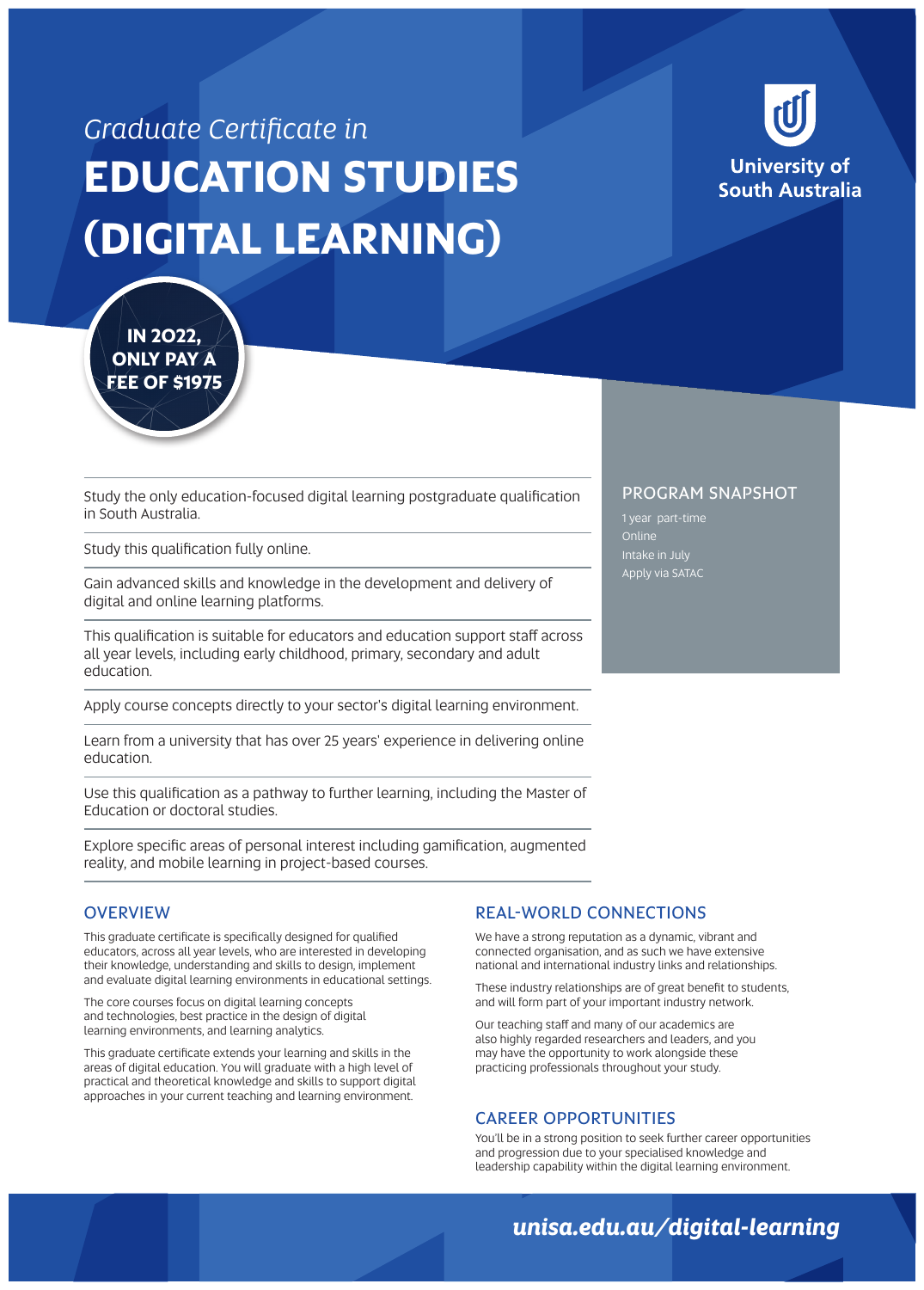*Graduate Certificate in*

# EDUCATION STUDIES (DIGITAL LEARNING)

University of South Australia

**IN 2022, ONLY PAY A FEE OF $1975**

Study the only education-focused digital learning postgraduate qualification in South Australia.

Study this qualification fully online.

Gain advanced skills and knowledge in the development and delivery of digital and online learning platforms.

This qualification is suitable for educators and education support staff across all year levels, including early childhood, primary, secondary and adult education.

Apply course concepts directly to your sector's digital learning environment.

Learn from a university that has over 25 years' experience in delivering online education.

Use this qualification as a pathway to further learning, including the Master of Education or doctoral studies.

Explore specific areas of personal interest including gamification, augmented reality, and mobile learning in project-based courses.

## PROGRAM SNAPSHOT

1 year part-time
Online
Intake in July
Apply via SATAC

## OVERVIEW

This graduate certificate is specifically designed for qualified educators, across all year levels, who are interested in developing their knowledge, understanding and skills to design, implement and evaluate digital learning environments in educational settings.

The core courses focus on digital learning concepts and technologies, best practice in the design of digital learning environments, and learning analytics.

This graduate certificate extends your learning and skills in the areas of digital education. You will graduate with a high level of practical and theoretical knowledge and skills to support digital approaches in your current teaching and learning environment.

## REAL-WORLD CONNECTIONS

We have a strong reputation as a dynamic, vibrant and connected organisation, and as such we have extensive national and international industry links and relationships.

These industry relationships are of great benefit to students, and will form part of your important industry network.

Our teaching staff and many of our academics are also highly regarded researchers and leaders, and you may have the opportunity to work alongside these practicing professionals throughout your study.

## CAREER OPPORTUNITIES

You'll be in a strong position to seek further career opportunities and progression due to your specialised knowledge and leadership capability within the digital learning environment.

*unisa.edu.au/digital-learning*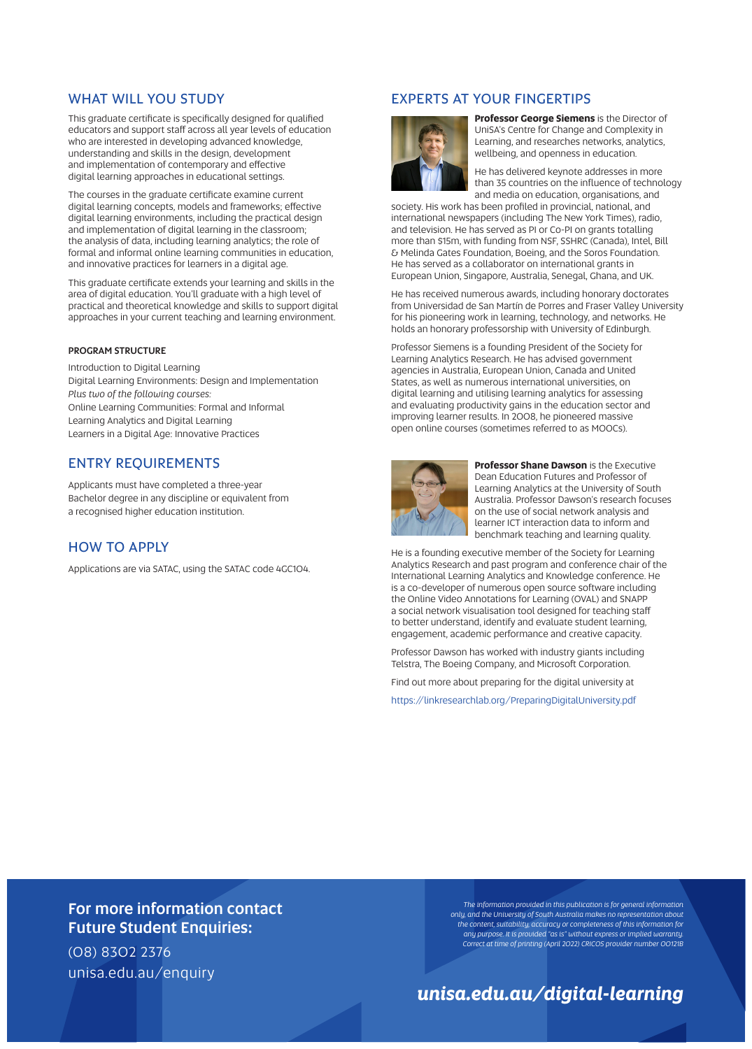## WHAT WILL YOU STUDY

This graduate certificate is specifically designed for qualified educators and support staff across all year levels of education who are interested in developing advanced knowledge, understanding and skills in the design, development and implementation of contemporary and effective digital learning approaches in educational settings.

The courses in the graduate certificate examine current digital learning concepts, models and frameworks; effective digital learning environments, including the practical design and implementation of digital learning in the classroom; the analysis of data, including learning analytics; the role of formal and informal online learning communities in education, and innovative practices for learners in a digital age.

This graduate certificate extends your learning and skills in the area of digital education. You'll graduate with a high level of practical and theoretical knowledge and skills to support digital approaches in your current teaching and learning environment.

#### PROGRAM STRUCTURE

Introduction to Digital Learning
Digital Learning Environments: Design and Implementation
*Plus two of the following courses:*
Online Learning Communities: Formal and Informal
Learning Analytics and Digital Learning
Learners in a Digital Age: Innovative Practices

## ENTRY REQUIREMENTS

Applicants must have completed a three-year Bachelor degree in any discipline or equivalent from a recognised higher education institution.

## HOW TO APPLY

Applications are via SATAC, using the SATAC code 4GC104.

## EXPERTS AT YOUR FINGERTIPS

**Professor George Siemens** is the Director of UniSA's Centre for Change and Complexity in Learning, and researches networks, analytics, wellbeing, and openness in education.

He has delivered keynote addresses in more than 35 countries on the influence of technology and media on education, organisations, and society. His work has been profiled in provincial, national, and international newspapers (including The New York Times), radio, and television. He has served as PI or Co-PI on grants totalling more than $15m, with funding from NSF, SSHRC (Canada), Intel, Bill & Melinda Gates Foundation, Boeing, and the Soros Foundation. He has served as a collaborator on international grants in European Union, Singapore, Australia, Senegal, Ghana, and UK.

He has received numerous awards, including honorary doctorates from Universidad de San Martín de Porres and Fraser Valley University for his pioneering work in learning, technology, and networks. He holds an honorary professorship with University of Edinburgh.

Professor Siemens is a founding President of the Society for Learning Analytics Research. He has advised government agencies in Australia, European Union, Canada and United States, as well as numerous international universities, on digital learning and utilising learning analytics for assessing and evaluating productivity gains in the education sector and improving learner results. In 2008, he pioneered massive open online courses (sometimes referred to as MOOCs).

**Professor Shane Dawson** is the Executive Dean Education Futures and Professor of Learning Analytics at the University of South Australia. Professor Dawson's research focuses on the use of social network analysis and learner ICT interaction data to inform and benchmark teaching and learning quality.

He is a founding executive member of the Society for Learning Analytics Research and past program and conference chair of the International Learning Analytics and Knowledge conference. He is a co-developer of numerous open source software including the Online Video Annotations for Learning (OVAL) and SNAPP a social network visualisation tool designed for teaching staff to better understand, identify and evaluate student learning, engagement, academic performance and creative capacity.

Professor Dawson has worked with industry giants including Telstra, The Boeing Company, and Microsoft Corporation.

Find out more about preparing for the digital university at

https://linkresearchlab.org/PreparingDigitalUniversity.pdf

**For more information contact Future Student Enquiries:**

(08) 8302 2376
unisa.edu.au/enquiry

*The information provided in this publication is for general information only, and the University of South Australia makes no representation about the content, suitability, accuracy or completeness of this information for any purpose. It is provided "as is" without express or implied warranty. Correct at time of printing (April 2022) CRICOS provider number 00121B*

***unisa.edu.au/digital-learning***